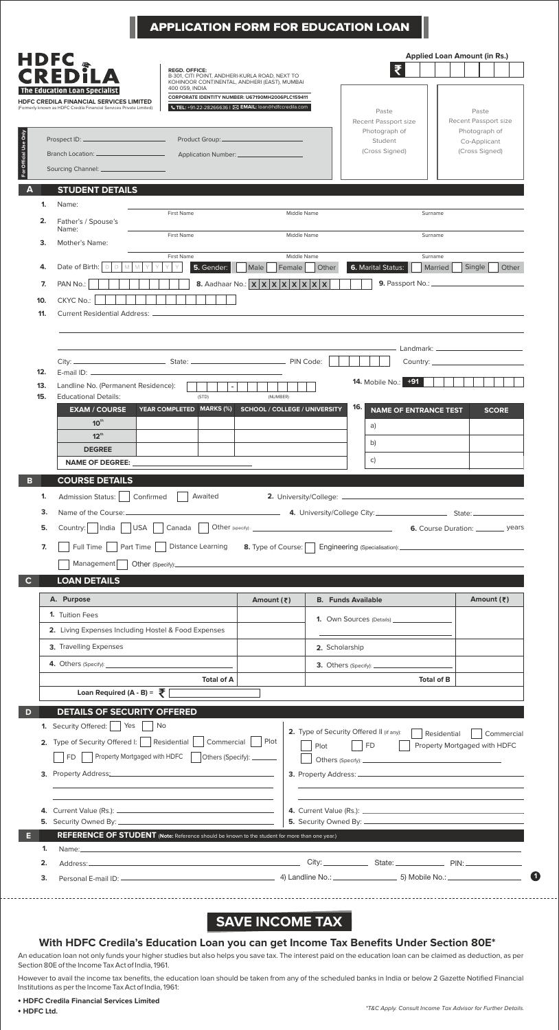# APPLICATION FORM FOR EDUCATION LOAN

**HDFC CREDILA**
**The Education Loan Specialist**
**HDFC CREDILA FINANCIAL SERVICES LIMITED**
(Formerly known as HDFC Credila Financial Services Private Limited)

**REGD. OFFICE:**
B-301, CITI POINT, ANDHERI-KURLA ROAD, NEXT TO KOHINOOR CONTINENTAL, ANDHERI (EAST), MUMBAI 400 059, INDIA

**CORPORATE IDENTITY NUMBER: U67190MH2006PLC159411**

TEL: +91-22-28266636 | EMAIL: loan@hdfccredila.com

**Applied Loan Amount (in Rs.)** ₹

Paste Recent Passport size Photograph of Student (Cross Signed)

Paste Recent Passport size Photograph of Co-Applicant (Cross Signed)

**For Official Use Only**

Prospect ID: ____________ Product Group: ____________

Branch Location: ____________ Application Number: ____________

Sourcing Channel: ____________

## A STUDENT DETAILS

1. Name: First Name / Middle Name / Surname
2. Father's / Spouse's Name: First Name / Middle Name / Surname
3. Mother's Name: First Name / Middle Name / Surname
4. Date of Birth: D D M M Y Y Y Y
5. Gender: Male / Female / Other
6. Marital Status: Married / Single / Other
7. PAN No.:
8. Aadhaar No.: X X X X X X X X
9. Passport No.: ____________
10. CKYC No.:
11. Current Residential Address: ____________

Landmark: ____________

City: ____________ State: ____________ PIN Code: ____________ Country: ____________

12. E-mail ID: ____________
13. Landline No. (Permanent Residence): (STD) - (NUMBER)
14. Mobile No.: +91
15. Educational Details:

| EXAM / COURSE | YEAR COMPLETED | MARKS (%) | SCHOOL / COLLEGE / UNIVERSITY |
|---|---|---|---|
| $10^{th}$ | | | |
| $12^{th}$ | | | |
| DEGREE | | | |
| NAME OF DEGREE: | | | |

16.

| NAME OF ENTRANCE TEST | SCORE |
|---|---|
| a) | |
| b) | |
| c) | |

## B COURSE DETAILS

1. Admission Status: Confirmed / Awaited
2. University/College: ____________
3. Name of the Course: ____________
4. University/College City: ____________ State: ____________
5. Country: India / USA / Canada / Other (specify): ____________
6. Course Duration: ______ years
7. Full Time / Part Time / Distance Learning
8. Type of Course: Engineering (Specialisation): ____________ / Management / Other (Specify): ____________

## C LOAN DETAILS

| A. Purpose | Amount (₹) | B. Funds Available | Amount (₹) |
|---|---|---|---|
| 1. Tuition Fees | | 1. Own Sources (Details) ____________ | |
| 2. Living Expenses Including Hostel & Food Expenses | | | |
| 3. Travelling Expenses | | 2. Scholarship | |
| 4. Others (Specify): ____________ | | 3. Others (Specify): ____________ | |
| Total of A | | Total of B | |

**Loan Required (A - B) = ₹**

## D DETAILS OF SECURITY OFFERED

1. Security Offered: Yes / No
2. Type of Security Offered I: Residential / Commercial / Plot / FD / Property Mortgaged with HDFC / Others (Specify): ______
3. Property Address: ____________
4. Current Value (Rs.): ____________
5. Security Owned By: ____________

2. Type of Security Offered II (if any): Residential / Commercial / Plot / FD / Property Mortgaged with HDFC / Others (Specify): ____________
3. Property Address: ____________
4. Current Value (Rs.): ____________
5. Security Owned By: ____________

## E REFERENCE OF STUDENT (Note: Reference should be known to the student for more than one year.)

1. Name: ____________
2. Address: ____________ City: ______ State: ______ PIN: ______
3. Personal E-mail ID: ____________ 4) Landline No.: ____________ 5) Mobile No.: ____________

# SAVE INCOME TAX

## With HDFC Credila's Education Loan you can get Income Tax Benefits Under Section 80E*

An education loan not only funds your higher studies but also helps you save tax. The interest paid on the education loan can be claimed as deduction, as per Section 80E of the Income Tax Act of India, 1961.

However to avail the income tax benefits, the education loan should be taken from any of the scheduled banks in India or below 2 Gazette Notified Financial Institutions as per the Income Tax Act of India, 1961:

- **HDFC Credila Financial Services Limited**
- **HDFC Ltd.**

*\*T&C Apply. Consult Income Tax Advisor for Further Details.*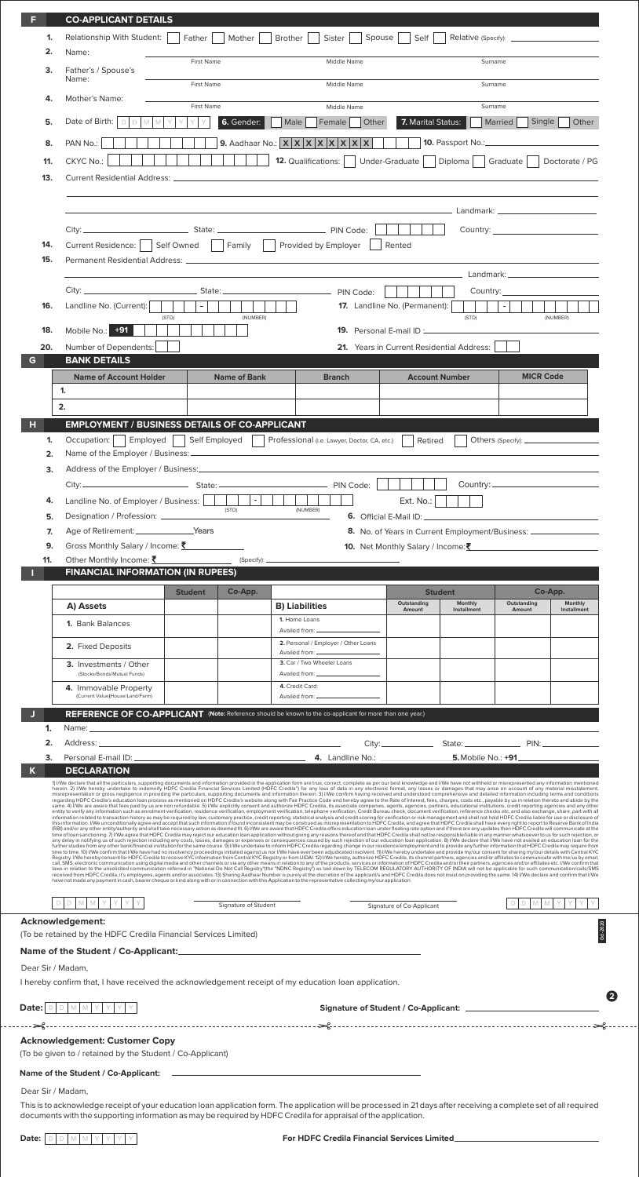## F CO-APPLICANT DETAILS

1. Relationship With Student: ☐ Father ☐ Mother ☐ Brother ☐ Sister ☐ Spouse ☐ Self ☐ Relative (Specify): ____________

2. Name: ____________ ____________ ____________
   First Name / Middle Name / Surname

3. Father's / Spouse's Name: ____________ ____________ ____________
   First Name / Middle Name / Surname

4. Mother's Name: ____________ ____________ ____________
   First Name / Middle Name / Surname

5. Date of Birth: D D M M Y Y Y Y **6.** Gender: ☐ Male ☐ Female ☐ Other **7.** Marital Status: ☐ Married ☐ Single ☐ Other

8. PAN No.: ____________ **9.** Aadhaar No.: X X X X X X X X ____ **10.** Passport No.: ____________

11. CKYC No.: ____________ **12.** Qualifications: ☐ Under-Graduate ☐ Diploma ☐ Graduate ☐ Doctorate / PG

13. Current Residential Address: ____________

    Landmark: ____________

    City: ____________ State: ____________ PIN Code: ____________ Country: ____________

14. Current Residence: ☐ Self Owned ☐ Family ☐ Provided by Employer ☐ Rented

15. Permanent Residential Address: ____________

    Landmark: ____________

    City: ____________ State: ____________ PIN Code: ____________ Country: ____________

16. Landline No. (Current): (STD) - (NUMBER) **17.** Landline No. (Permanent): (STD) - (NUMBER)

18. Mobile No.: +91 ____________ **19.** Personal E-mail ID: ____________

20. Number of Dependents: ____ **21.** Years in Current Residential Address: ____

## G BANK DETAILS

| | Name of Account Holder | Name of Bank | Branch | Account Number | MICR Code |
|---|---|---|---|---|---|
| 1. | | | | | |
| 2. | | | | | |

## H EMPLOYMENT / BUSINESS DETAILS OF CO-APPLICANT

1. Occupation: ☐ Employed ☐ Self Employed ☐ Professional (i.e. Lawyer, Doctor, CA, etc.) ☐ Retired ☐ Others (Specify): ____________

2. Name of the Employer / Business: ____________

3. Address of the Employer / Business: ____________

   City: ____________ State: ____________ PIN Code: ____________ Country: ____________

4. Landline No. of Employer / Business: (STD) - (NUMBER) Ext. No.: ____

5. Designation / Profession: ____________ **6.** Official E-Mail ID: ____________

7. Age of Retirement: ________ Years **8.** No. of Years in Current Employment/Business: ____________

9. Gross Monthly Salary / Income: ₹ ____________ **10.** Net Monthly Salary / Income: ₹ ____________

11. Other Monthly Income: ₹ ____________ (Specify): ____________

## I FINANCIAL INFORMATION (IN RUPEES)

| A) Assets | Student | Co-App. | B) Liabilities | Student Outstanding Amount | Student Monthly Installment | Co-App. Outstanding Amount | Co-App. Monthly Installment |
|---|---|---|---|---|---|---|---|
| 1. Bank Balances | | | 1. Home Loans<br>Availed from: ______ | | | | |
| 2. Fixed Deposits | | | 2. Personal / Employer / Other Loans<br>Availed from: ______ | | | | |
| 3. Investments / Other (Stocks/Bonds/Mutual Funds) | | | 3. Car / Two Wheeler Loans<br>Availed from: ______ | | | | |
| 4. Immovable Property (Current Value(House/Land/Farm) | | | 4. Credit Card<br>Availed from: ______ | | | | |

## J REFERENCE OF CO-APPLICANT (Note: Reference should be known to the co-applicant for more than one year.)

1. Name: ____________

2. Address: ____________ City: ____________ State: ____________ PIN: ____________

3. Personal E-mail ID: ____________ **4.** Landline No.: ____________ **5.** Mobile No.: +91 ____________

## K DECLARATION

1) I/We declare that all the particulars, supporting documents and information provided in the application form are true, correct, complete as per our best knowledge and I/We have not withheld or misrepresented any information mentioned herein. 2) I/We hereby undertake to indemnify HDFC Credila Financial Services Limited (HDFC Credila") for any loss of data in any electronic format, any losses or damages that may arise on account of any material misstatement, misrepresentation or gross negligence in providing the particulars, supporting documents and information therein. 3) I/We confirm having received and understood comprehensive and detailed information including terms and conditions regarding HDFC Credila's education loan process as mentioned on HDFC Credila's website along with Fair Practice Code and hereby agree to the Rate of Interest, fees, charges, costs etc., payable by us in relation thereto and abide by the same. 4) I/We are aware that fees paid by us are non refundable. 5) I/We explicitly consent and authorize HDFC Credila, its associate companies, agents, agencies, partners, educational institutions, credit reporting agencies and any other entity to verify any information such as enrolment verification, residence verification, employment verification, telephone verification, Credit Bureau check, document verification, reference checks etc, and also exchange, share, part with all information related to transaction history as may be required by law, customary practice, credit reporting, statistical analysis and credit scoring for verification or risk management and shall not hold HDFC Credila liable for use or disclosure of this information. I/We unconditionally agree and accept that such information if found inconsistent may be construed as misrepresentation to HDFC Credila, and agree that HDFC Credila shall have every right to report to Reserve Bank of India (RBI) and/or any other entity/authority and shall take necessary action as deemed fit. 6) I/We are aware that HDFC Credila offers education loan under floating rate option and if there are any updates then HDFC Credila will communicate at the time of loan sanctioning. 7) I/We agree that HDFC Credila may reject our education loan application without giving any reasons thereof and that HDFC Credila shall not be responsible/liable in any manner whatsoever to us for such rejection, or any delay in notifying us of such rejection including any costs, losses, damages or expenses or consequences caused by such rejection of our education loan application. 8) I/We declare that I/We have not availed an education loan for the further studies from any other bank/financial institution for the same course. 9) I/We undertake to inform HDFC Credila regarding change in our residence/employment and to provide any further information that HDFC Credila may require from time to time. 10) I/We confirm that I/We have had no insolvency proceedings initiated against us nor I/We have ever been adjudicated insolvent. 11) I/We hereby undertake and provide my/our consent for sharing my/our details with Central KYC Registry. I/We hereby consent for HDFC Credila to receive KYC information from Central KYC Registry or from UIDAI. 12) I/We hereby, authorize HDFC Credila, its channel partners, agencies and/or affiliates to communicate with me/us by email, call, SMS, electronic communication using digital media and other channels or via any other means in relation to any of the products, services or information of HDFC Credila and/or their partners, agencies and/or affiliates etc. I/We confirm that laws in relation to the unsolicited communication referred in "National Do Not Call Registry"(the "NDNC Registry") as is laid down by TELECOM REGULATORY AUTHORITY OF INDIA will not be applicable for such communication/calls/SMS received from HDFC Credila, its employees, agents and/or associates. 13) Sharing Aadhaar Number is purely at the discretion of the applicant/s and HDFC Credila does not insist on providing the same. 14) I/We declare and confirm that I/We have not made any payment in cash, bearer cheque or kind along with or in connection with this Application to the representative collecting my/our application.

D D M M Y Y Y Y ____________ Signature of Student ____________ Signature of Co-Applicant D D M M Y Y Y Y

### Acknowledgement:

(To be retained by the HDFC Credila Financial Services Limited)

**Name of the Student / Co-Applicant:** ____________

Dear Sir / Madam,

I hereby confirm that, I have received the acknowledgement receipt of my education loan application.

**Date:** D D M M Y Y Y Y **Signature of Student / Co-Applicant:** ____________

### Acknowledgement: Customer Copy

(To be given to / retained by the Student / Co-Applicant)

**Name of the Student / Co-Applicant:** ____________

Dear Sir / Madam,

This is to acknowledge receipt of your education loan application form. The application will be processed in 21 days after receiving a complete set of all required documents with the supporting information as may be required by HDFC Credila for appraisal of the application.

**Date:** D D M M Y Y Y Y **For HDFC Credila Financial Services Limited** ____________